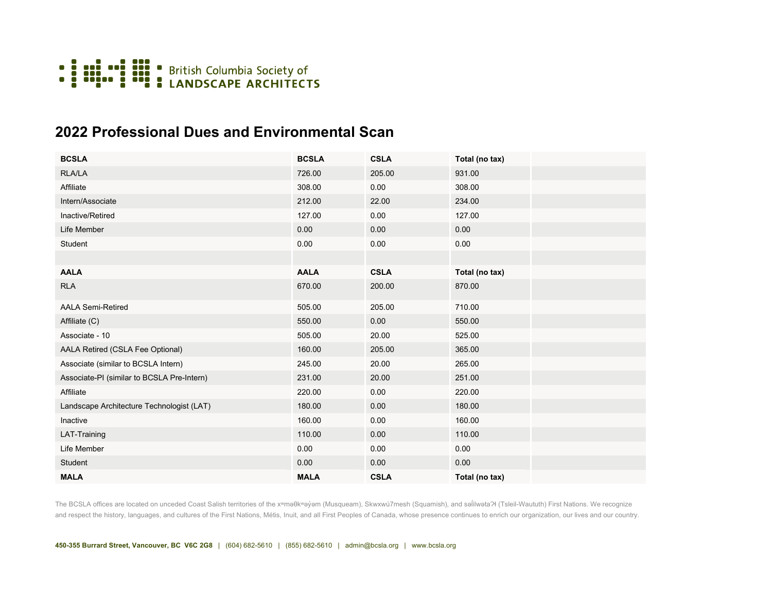British Columbia Society of
LANDSCAPE ARCHITECTS

## 2022 Professional Dues and Environmental Scan

| BCSLA | BCSLA | CSLA | Total (no tax) | |
|---|---|---|---|---|
| RLA/LA | 726.00 | 205.00 | 931.00 | |
| Affiliate | 308.00 | 0.00 | 308.00 | |
| Intern/Associate | 212.00 | 22.00 | 234.00 | |
| Inactive/Retired | 127.00 | 0.00 | 127.00 | |
| Life Member | 0.00 | 0.00 | 0.00 | |
| Student | 0.00 | 0.00 | 0.00 | |
| | | | | |
| **AALA** | **AALA** | **CSLA** | **Total (no tax)** | |
| RLA | 670.00 | 200.00 | 870.00 | |
| AALA Semi-Retired | 505.00 | 205.00 | 710.00 | |
| Affiliate (C) | 550.00 | 0.00 | 550.00 | |
| Associate - 10 | 505.00 | 20.00 | 525.00 | |
| AALA Retired (CSLA Fee Optional) | 160.00 | 205.00 | 365.00 | |
| Associate (similar to BCSLA Intern) | 245.00 | 20.00 | 265.00 | |
| Associate-PI (similar to BCSLA Pre-Intern) | 231.00 | 20.00 | 251.00 | |
| Affiliate | 220.00 | 0.00 | 220.00 | |
| Landscape Architecture Technologist (LAT) | 180.00 | 0.00 | 180.00 | |
| Inactive | 160.00 | 0.00 | 160.00 | |
| LAT-Training | 110.00 | 0.00 | 110.00 | |
| Life Member | 0.00 | 0.00 | 0.00 | |
| Student | 0.00 | 0.00 | 0.00 | |
| **MALA** | **MALA** | **CSLA** | **Total (no tax)** | |

The BCSLA offices are located on unceded Coast Salish territories of the xʷməθkʷəy̓əm (Musqueam), Skwxwú7mesh (Squamish), and səl̓ilwətaʔɬ (Tsleil-Waututh) First Nations. We recognize and respect the history, languages, and cultures of the First Nations, Métis, Inuit, and all First Peoples of Canada, whose presence continues to enrich our organization, our lives and our country.

**450-355 Burrard Street, Vancouver, BC V6C 2G8** | (604) 682-5610 | (855) 682-5610 | admin@bcsla.org | www.bcsla.org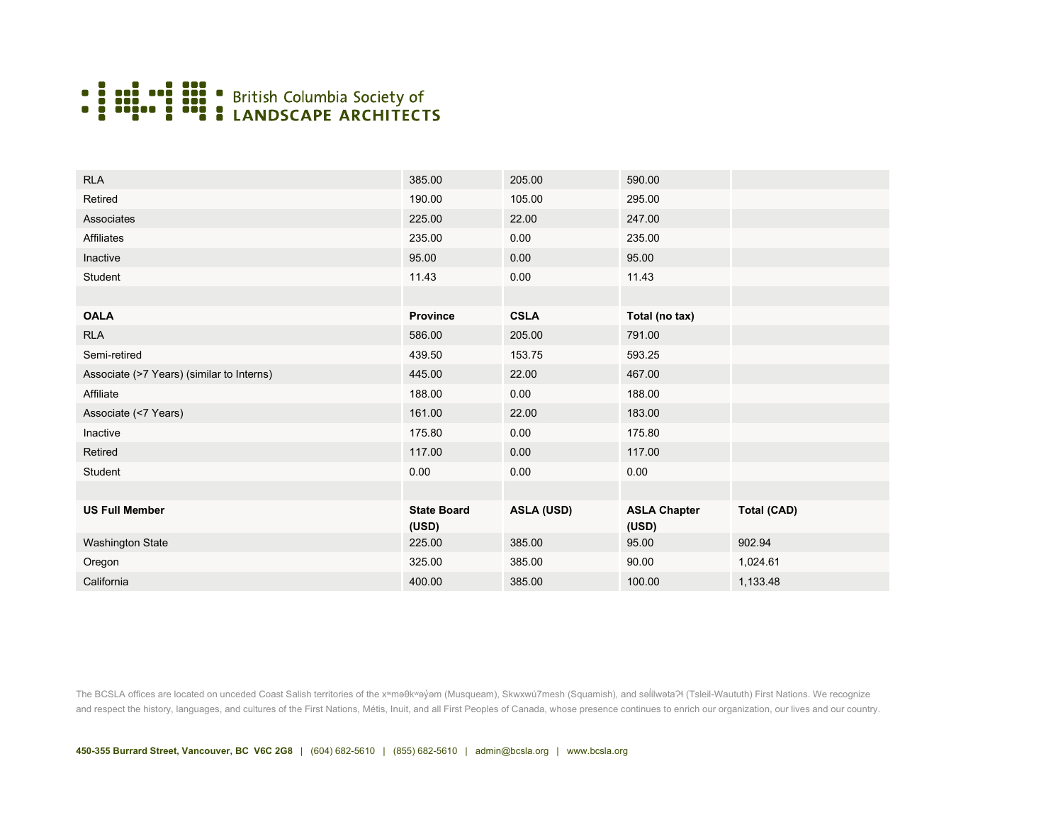| | | | | |
|---|---|---|---|---|
| RLA | 385.00 | 205.00 | 590.00 | |
| Retired | 190.00 | 105.00 | 295.00 | |
| Associates | 225.00 | 22.00 | 247.00 | |
| Affiliates | 235.00 | 0.00 | 235.00 | |
| Inactive | 95.00 | 0.00 | 95.00 | |
| Student | 11.43 | 0.00 | 11.43 | |
| | | | | |
| **OALA** | **Province** | **CSLA** | **Total (no tax)** | |
| RLA | 586.00 | 205.00 | 791.00 | |
| Semi-retired | 439.50 | 153.75 | 593.25 | |
| Associate (>7 Years) (similar to Interns) | 445.00 | 22.00 | 467.00 | |
| Affiliate | 188.00 | 0.00 | 188.00 | |
| Associate (<7 Years) | 161.00 | 22.00 | 183.00 | |
| Inactive | 175.80 | 0.00 | 175.80 | |
| Retired | 117.00 | 0.00 | 117.00 | |
| Student | 0.00 | 0.00 | 0.00 | |
| | | | | |
| **US Full Member** | **State Board (USD)** | **ASLA (USD)** | **ASLA Chapter (USD)** | **Total (CAD)** |
| Washington State | 225.00 | 385.00 | 95.00 | 902.94 |
| Oregon | 325.00 | 385.00 | 90.00 | 1,024.61 |
| California | 400.00 | 385.00 | 100.00 | 1,133.48 |

The BCSLA offices are located on unceded Coast Salish territories of the xʷməθkʷəy̓əm (Musqueam), Skwxwú7mesh (Squamish), and səl̓ilwətaʔɬ (Tsleil-Waututh) First Nations. We recognize and respect the history, languages, and cultures of the First Nations, Métis, Inuit, and all First Peoples of Canada, whose presence continues to enrich our organization, our lives and our country.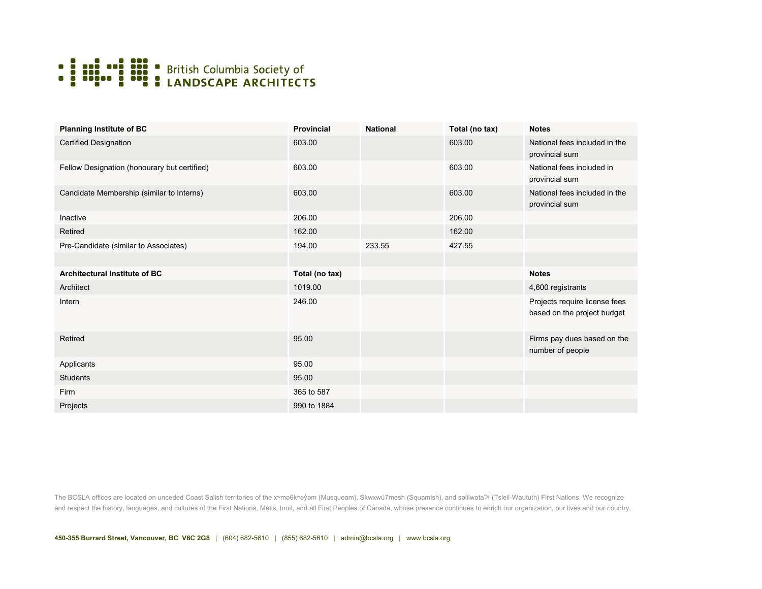British Columbia Society of
**LANDSCAPE ARCHITECTS**

| Planning Institute of BC | Provincial | National | Total (no tax) | Notes |
|---|---|---|---|---|
| Certified Designation | 603.00 | | 603.00 | National fees included in the provincial sum |
| Fellow Designation (honourary but certified) | 603.00 | | 603.00 | National fees included in provincial sum |
| Candidate Membership (similar to Interns) | 603.00 | | 603.00 | National fees included in the provincial sum |
| Inactive | 206.00 | | 206.00 | |
| Retired | 162.00 | | 162.00 | |
| Pre-Candidate (similar to Associates) | 194.00 | 233.55 | 427.55 | |
| | | | | |
| **Architectural Institute of BC** | **Total (no tax)** | | | **Notes** |
| Architect | 1019.00 | | | 4,600 registrants |
| Intern | 246.00 | | | Projects require license fees based on the project budget |
| Retired | 95.00 | | | Firms pay dues based on the number of people |
| Applicants | 95.00 | | | |
| Students | 95.00 | | | |
| Firm | 365 to 587 | | | |
| Projects | 990 to 1884 | | | |

The BCSLA offices are located on unceded Coast Salish territories of the xʷməθkʷəy̓əm (Musqueam), Skwxwú7mesh (Squamish), and səl̓ilwətaʔɬ (Tsleil-Waututh) First Nations. We recognize and respect the history, languages, and cultures of the First Nations, Métis, Inuit, and all First Peoples of Canada, whose presence continues to enrich our organization, our lives and our country.

**450-355 Burrard Street, Vancouver, BC V6C 2G8** | (604) 682-5610 | (855) 682-5610 | admin@bcsla.org | www.bcsla.org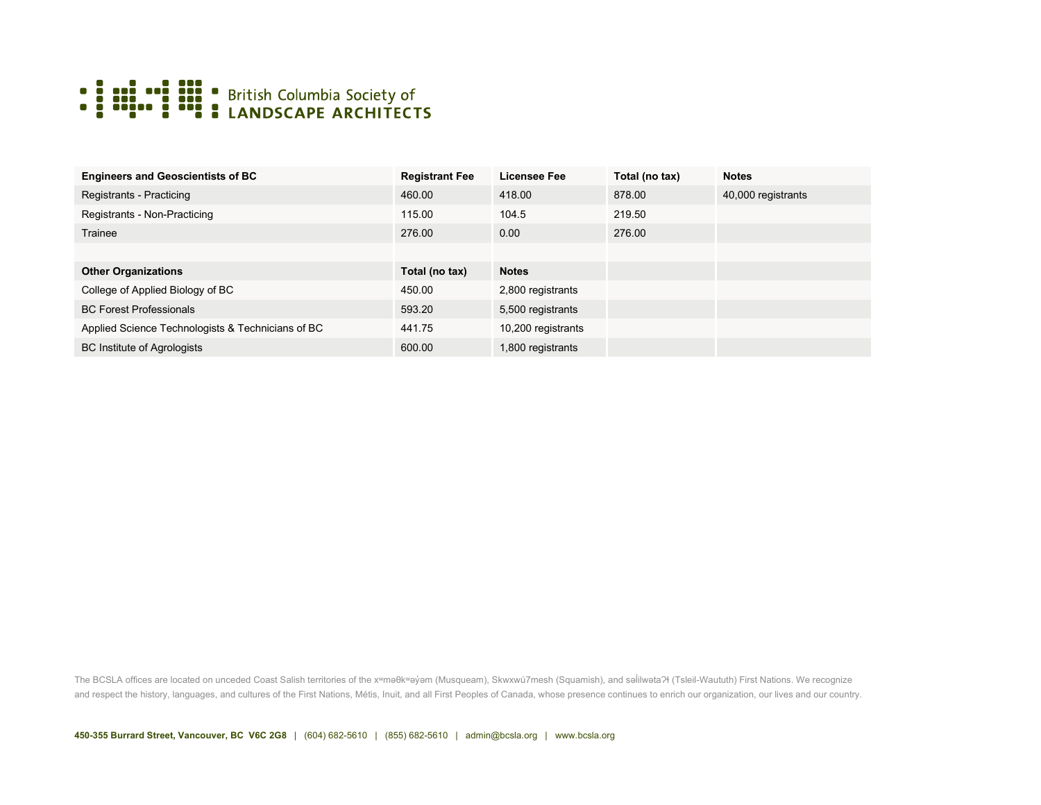British Columbia Society of **LANDSCAPE ARCHITECTS**

| Engineers and Geoscientists of BC | Registrant Fee | Licensee Fee | Total (no tax) | Notes |
|---|---|---|---|---|
| Registrants - Practicing | 460.00 | 418.00 | 878.00 | 40,000 registrants |
| Registrants - Non-Practicing | 115.00 | 104.5 | 219.50 | |
| Trainee | 276.00 | 0.00 | 276.00 | |
| | | | | |
| **Other Organizations** | **Total (no tax)** | **Notes** | | |
| College of Applied Biology of BC | 450.00 | 2,800 registrants | | |
| BC Forest Professionals | 593.20 | 5,500 registrants | | |
| Applied Science Technologists & Technicians of BC | 441.75 | 10,200 registrants | | |
| BC Institute of Agrologists | 600.00 | 1,800 registrants | | |

The BCSLA offices are located on unceded Coast Salish territories of the xʷməθkʷəy̓əm (Musqueam), Skwxwú7mesh (Squamish), and səl̓ilwətaʔɬ (Tsleil-Waututh) First Nations. We recognize and respect the history, languages, and cultures of the First Nations, Métis, Inuit, and all First Peoples of Canada, whose presence continues to enrich our organization, our lives and our country.

**450-355 Burrard Street, Vancouver, BC V6C 2G8** | (604) 682-5610 | (855) 682-5610 | admin@bcsla.org | www.bcsla.org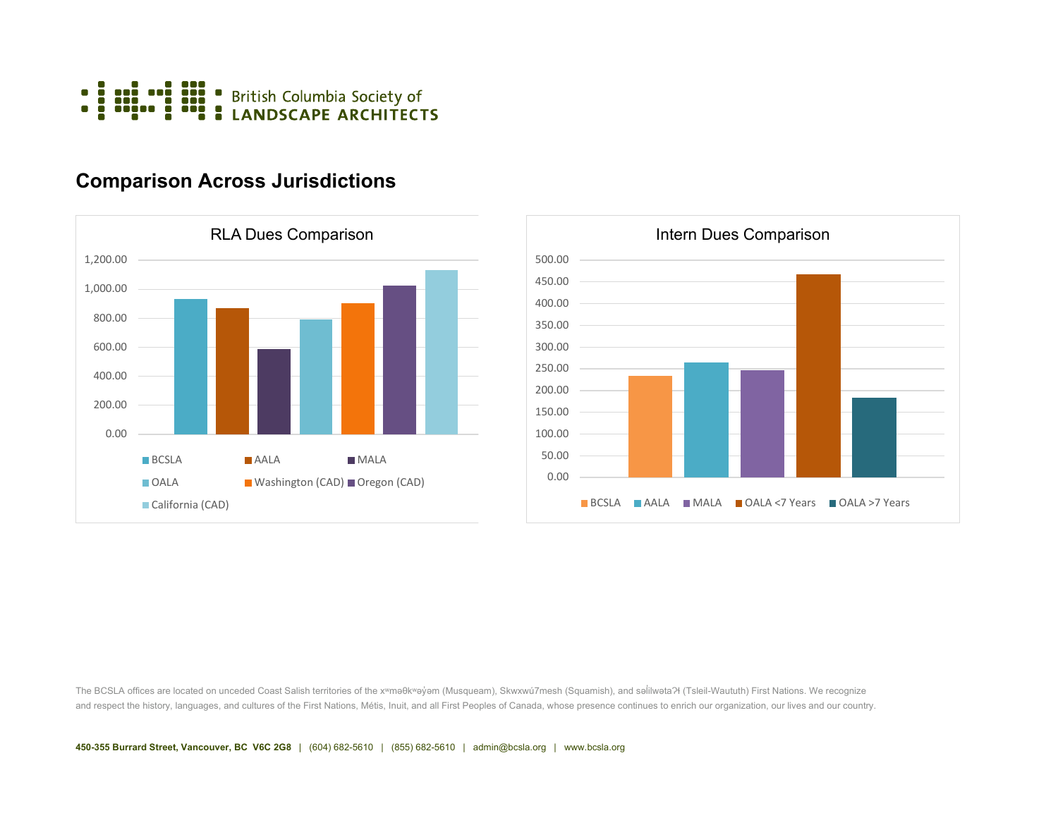# Comparison Across Jurisdictions

RLA Dues Comparison

| | 0.00 – 1,200.00 |
|---|---|
| BCSLA | |
| AALA | |
| MALA | |
| OALA | |
| Washington (CAD) | |
| Oregon (CAD) | |
| California (CAD) | |

Intern Dues Comparison

| | 0.00 – 500.00 |
|---|---|
| BCSLA | |
| AALA | |
| MALA | |
| OALA <7 Years | |
| OALA >7 Years | |

The BCSLA offices are located on unceded Coast Salish territories of the xʷməθkʷəy̓əm (Musqueam), Skwxwú7mesh (Squamish), and səl̓ilwətaʔɬ (Tsleil-Waututh) First Nations. We recognize and respect the history, languages, and cultures of the First Nations, Métis, Inuit, and all First Peoples of Canada, whose presence continues to enrich our organization, our lives and our country.

**450-355 Burrard Street, Vancouver, BC V6C 2G8** | (604) 682-5610 | (855) 682-5610 | admin@bcsla.org | www.bcsla.org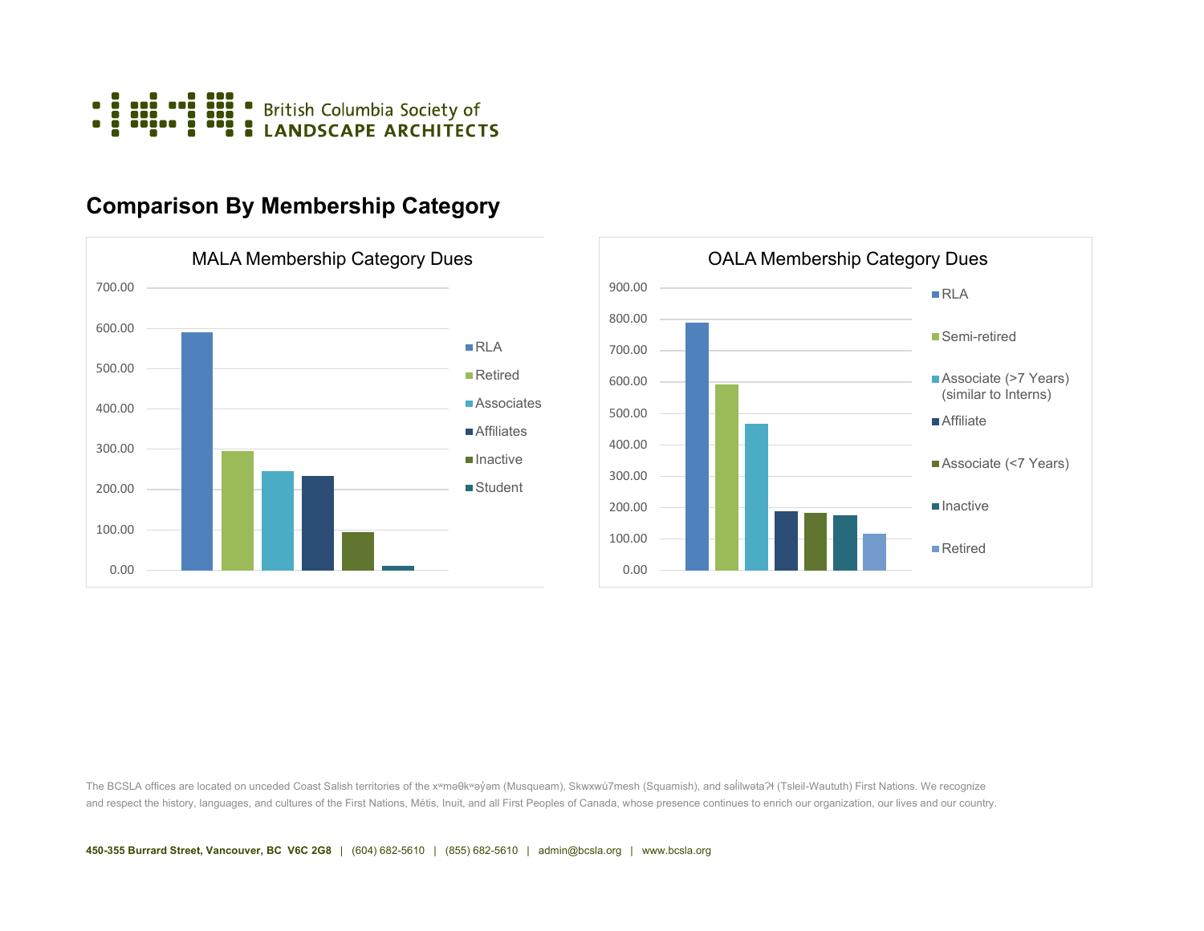British Columbia Society of
LANDSCAPE ARCHITECTS

## Comparison By Membership Category

**MALA Membership Category Dues**

700.00
600.00
500.00
400.00
300.00
200.00
100.00
0.00

- RLA
- Retired
- Associates
- Affiliates
- Inactive
- Student

**OALA Membership Category Dues**

900.00
800.00
700.00
600.00
500.00
400.00
300.00
200.00
100.00
0.00

- RLA
- Semi-retired
- Associate (>7 Years) (similar to Interns)
- Affiliate
- Associate (<7 Years)
- Inactive
- Retired

The BCSLA offices are located on unceded Coast Salish territories of the xʷməθkʷəy̓əm (Musqueam), Skwxwú7mesh (Squamish), and səl̓ilwətaʔɬ (Tsleil-Waututh) First Nations. We recognize and respect the history, languages, and cultures of the First Nations, Métis, Inuit, and all First Peoples of Canada, whose presence continues to enrich our organization, our lives and our country.

**450-355 Burrard Street, Vancouver, BC V6C 2G8** | (604) 682-5610 | (855) 682-5610 | admin@bcsla.org | www.bcsla.org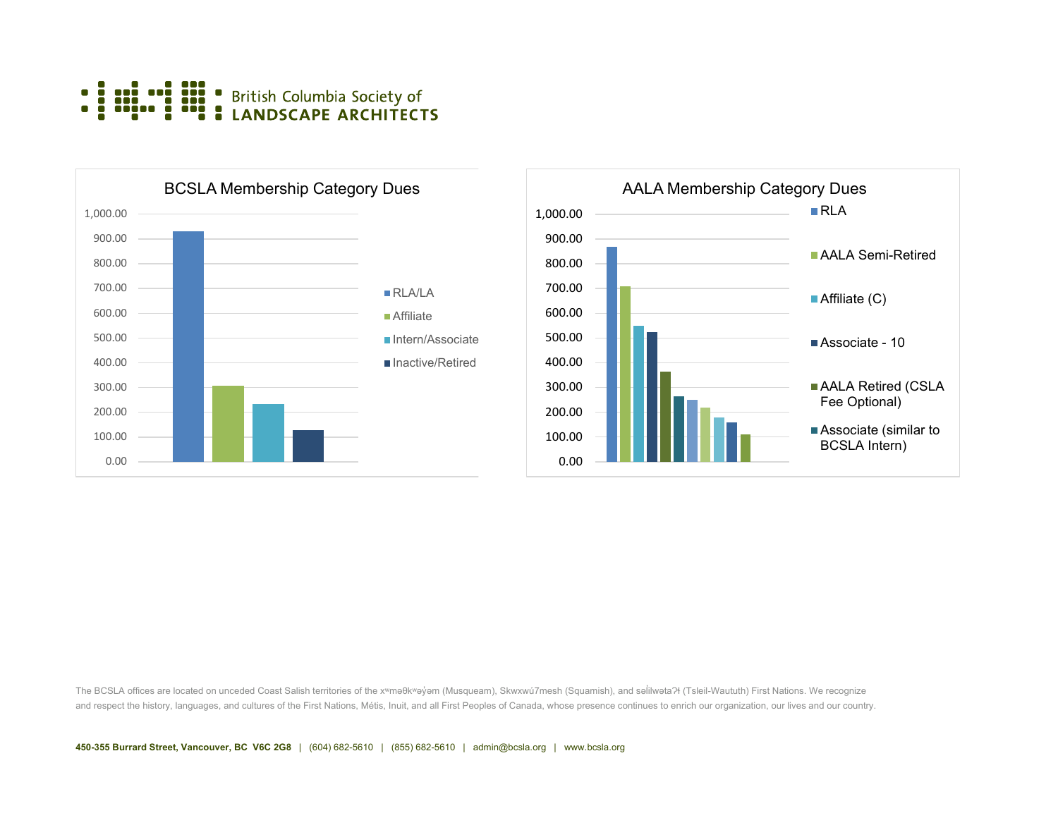British Columbia Society of
**LANDSCAPE ARCHITECTS**

**BCSLA Membership Category Dues**

| Category | Dues |
|---|---|
| RLA/LA | ~930.00 |
| Affiliate | ~305.00 |
| Intern/Associate | ~230.00 |
| Inactive/Retired | ~125.00 |

Y-axis: 0.00 to 1,000.00 (increments of 100.00)

**AALA Membership Category Dues**

Legend (as shown):
- RLA
- AALA Semi-Retired
- Affiliate (C)
- Associate - 10
- AALA Retired (CSLA Fee Optional)
- Associate (similar to BCSLA Intern)

Y-axis: 0.00 to 1,000.00 (increments of 100.00)

Bar values (approximate, left to right): ~865, ~705, ~545, ~520, ~360, ~260, ~245, ~215, ~175, ~155, ~105

The BCSLA offices are located on unceded Coast Salish territories of the xʷməθkʷəy̓əm (Musqueam), Skwxwú7mesh (Squamish), and səl̓ilwətaʔɬ (Tsleil-Waututh) First Nations. We recognize and respect the history, languages, and cultures of the First Nations, Métis, Inuit, and all First Peoples of Canada, whose presence continues to enrich our organization, our lives and our country.

**450-355 Burrard Street, Vancouver, BC V6C 2G8** | (604) 682-5610 | (855) 682-5610 | admin@bcsla.org | www.bcsla.org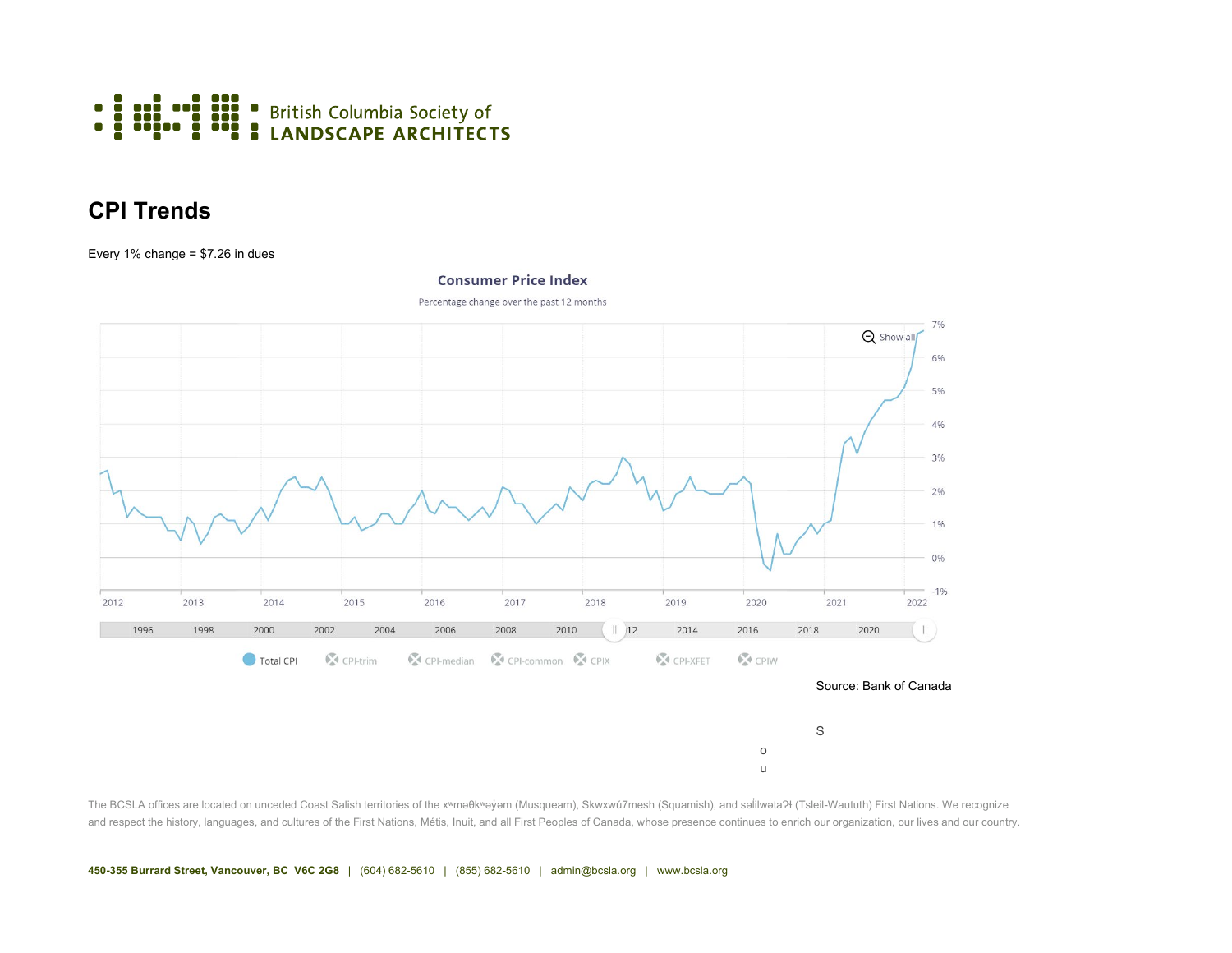British Columbia Society of
LANDSCAPE ARCHITECTS

# CPI Trends

Every 1% change = $7.26 in dues

Consumer Price Index

Percentage change over the past 12 months

Show all

7%
6%
5%
4%
3%
2%
1%
0%
-1%

2012 2013 2014 2015 2016 2017 2018 2019 2020 2021 2022

1996 1998 2000 2002 2004 2006 2008 2010 12 2014 2016 2018 2020

Total CPI CPI-trim CPI-median CPI-common CPIX CPI-XFET CPIW

Source: Bank of Canada

S

o
u

The BCSLA offices are located on unceded Coast Salish territories of the xʷməθkʷəy̓əm (Musqueam), Skwxwú7mesh (Squamish), and səl̓ilwətaʔɬ (Tsleil-Waututh) First Nations. We recognize and respect the history, languages, and cultures of the First Nations, Métis, Inuit, and all First Peoples of Canada, whose presence continues to enrich our organization, our lives and our country.

**450-355 Burrard Street, Vancouver, BC V6C 2G8** | (604) 682-5610 | (855) 682-5610 | admin@bcsla.org | www.bcsla.org